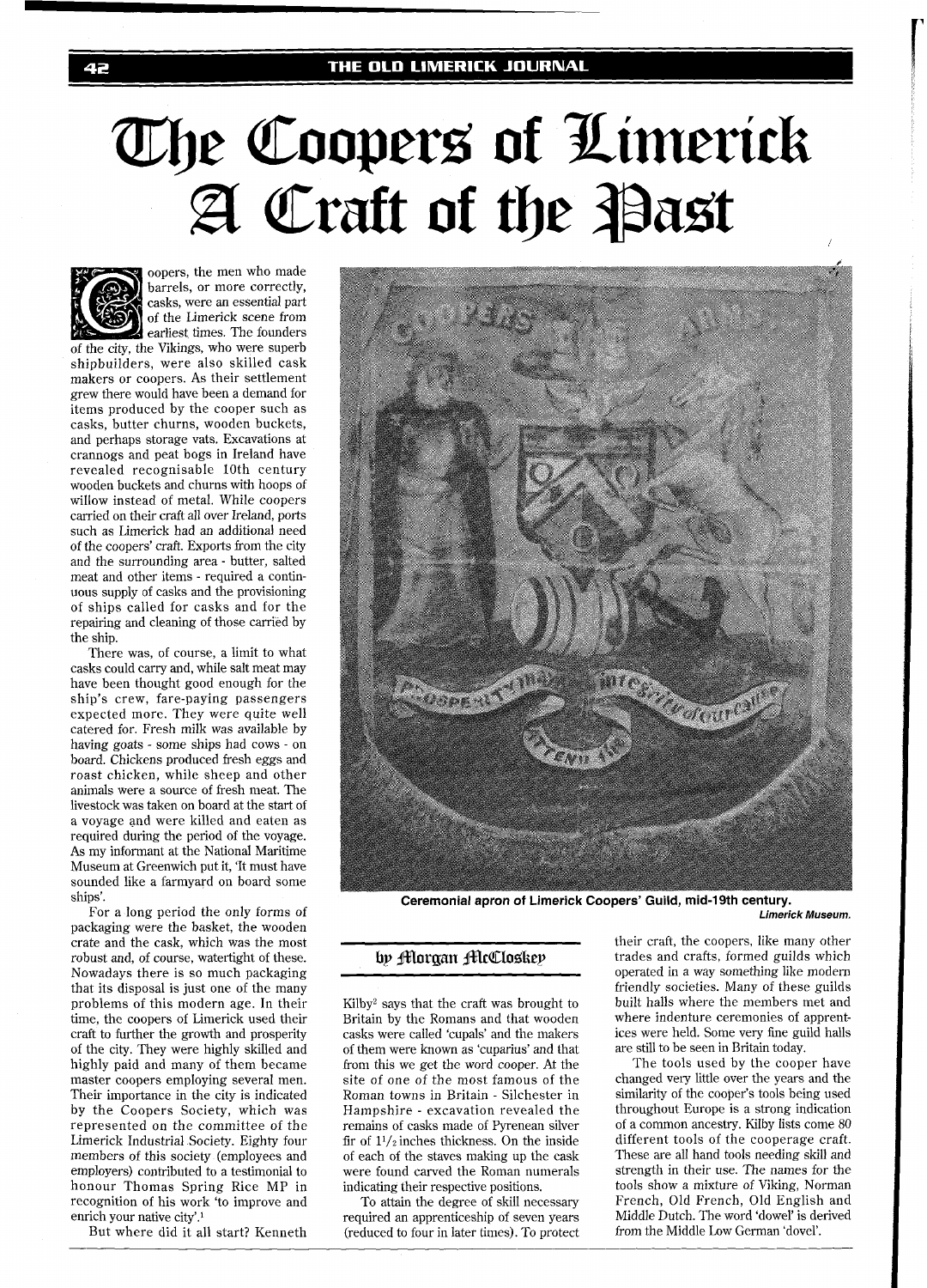# The Coopers of Limerick
# A Craft of the Past

by Morgan McCloskey

Coopers, the men who made barrels, or more correctly, casks, were an essential part of the Limerick scene from earliest times. The founders of the city, the Vikings, who were superb shipbuilders, were also skilled cask makers or coopers. As their settlement grew there would have been a demand for items produced by the cooper such as casks, butter churns, wooden buckets, and perhaps storage vats. Excavations at crannogs and peat bogs in Ireland have revealed recognisable 10th century wooden buckets and churns with hoops of willow instead of metal. While coopers carried on their craft all over Ireland, ports such as Limerick had an additional need of the coopers' craft. Exports from the city and the surrounding area - butter, salted meat and other items - required a continuous supply of casks and the provisioning of ships called for casks and for the repairing and cleaning of those carried by the ship.

There was, of course, a limit to what casks could carry and, while salt meat may have been thought good enough for the ship's crew, fare-paying passengers expected more. They were quite well catered for. Fresh milk was available by having goats - some ships had cows - on board. Chickens produced fresh eggs and roast chicken, while sheep and other animals were a source of fresh meat. The livestock was taken on board at the start of a voyage and were killed and eaten as required during the period of the voyage. As my informant at the National Maritime Museum at Greenwich put it, 'It must have sounded like a farmyard on board some ships'.

For a long period the only forms of packaging were the basket, the wooden crate and the cask, which was the most robust and, of course, watertight of these. Nowadays there is so much packaging that its disposal is just one of the many problems of this modern age. In their time, the coopers of Limerick used their craft to further the growth and prosperity of the city. They were highly skilled and highly paid and many of them became master coopers employing several men. Their importance in the city is indicated by the Coopers Society, which was represented on the committee of the Limerick Industrial Society. Eighty four members of this society (employees and employers) contributed to a testimonial to honour Thomas Spring Rice MP in recognition of his work 'to improve and enrich your native city'.[1]

But where did it all start? Kenneth Kilby[2] says that the craft was brought to Britain by the Romans and that wooden casks were called 'cupals' and the makers of them were known as 'cuparius' and that from this we get the word cooper. At the site of one of the most famous of the Roman towns in Britain - Silchester in Hampshire - excavation revealed the remains of casks made of Pyrenean silver fir of $1^{1}/_{2}$ inches thickness. On the inside of each of the staves making up the cask were found carved the Roman numerals indicating their respective positions.

To attain the degree of skill necessary required an apprenticeship of seven years (reduced to four in later times). To protect their craft, the coopers, like many other trades and crafts, formed guilds which operated in a way something like modern friendly societies. Many of these guilds built halls where the members met and where indenture ceremonies of apprentices were held. Some very fine guild halls are still to be seen in Britain today.

The tools used by the cooper have changed very little over the years and the similarity of the cooper's tools being used throughout Europe is a strong indication of a common ancestry. Kilby lists come 80 different tools of the cooperage craft. These are all hand tools needing skill and strength in their use. The names for the tools show a mixture of Viking, Norman French, Old French, Old English and Middle Dutch. The word 'dowel' is derived from the Middle Low German 'dovel'.

**Ceremonial apron of Limerick Coopers' Guild, mid-19th century.**
*Limerick Museum.*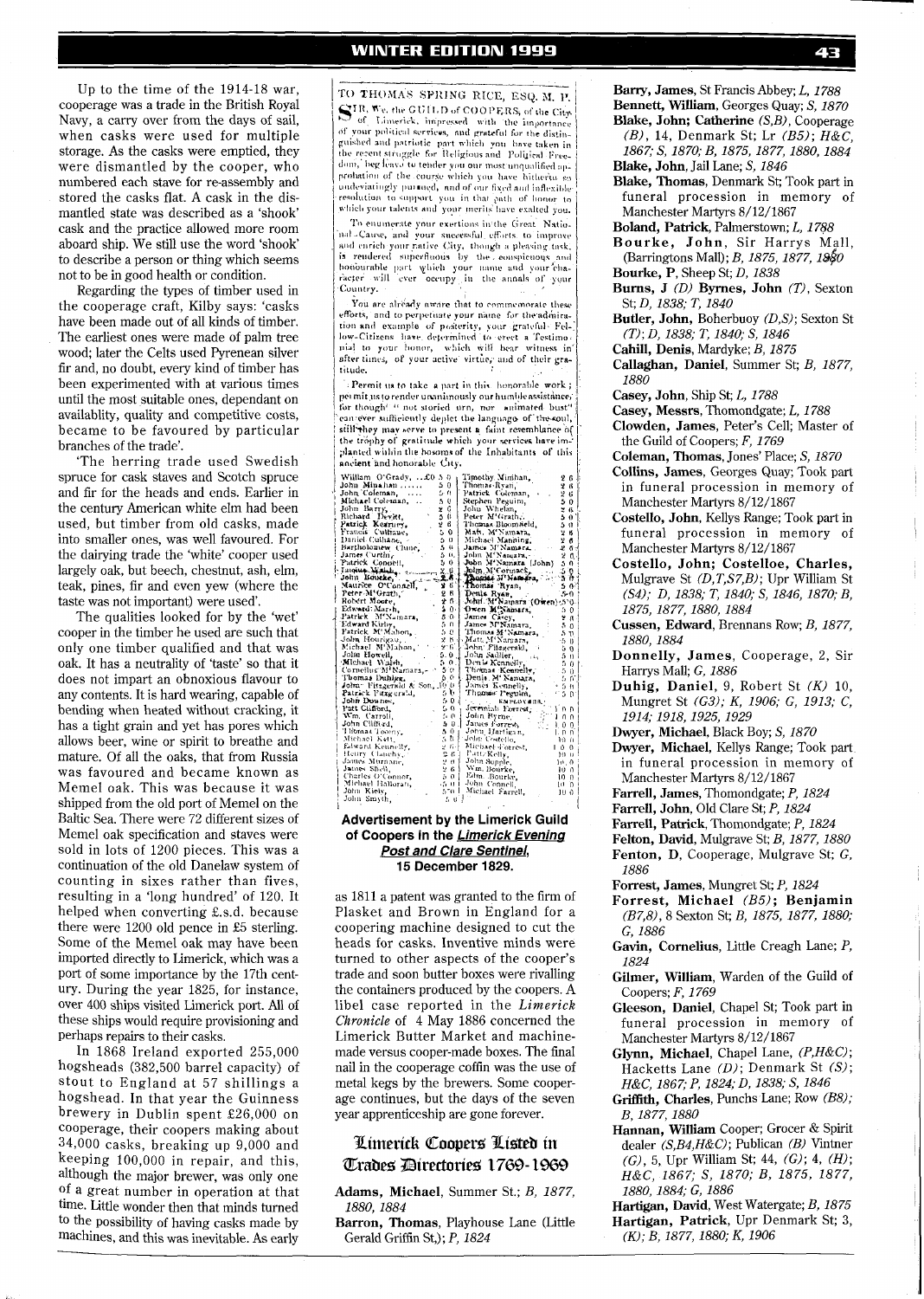Up to the time of the 1914-18 war, cooperage was a trade in the British Royal Navy, a carry over from the days of sail, when casks were used for multiple storage. As the casks were emptied, they were dismantled by the cooper, who numbered each stave for re-assembly and stored the casks flat. A cask in the dismantled state was described as a 'shook' cask and the practice allowed more room aboard ship. We still use the word 'shook' to describe a person or thing which seems not to be in good health or condition.

Regarding the types of timber used in the cooperage craft, Kilby says: 'casks have been made out of all kinds of timber. The earliest ones were made of palm tree wood; later the Celts used Pyrenean silver fir and, no doubt, every kind of timber has been experimented with at various times until the most suitable ones, dependant on availablity, quality and competitive costs, became to be favoured by particular branches of the trade'.

'The herring trade used Swedish spruce for cask staves and Scotch spruce and fir for the heads and ends. Earlier in the century American white elm had been used, but timber from old casks, made into smaller ones, was well favoured. For the dairying trade the 'white' cooper used largely oak, but beech, chestnut, ash, elm, teak, pines, fir and even yew (where the taste was not important) were used'.

The qualities looked for by the 'wet' cooper in the timber he used are such that only one timber qualified and that was oak. It has a neutrality of 'taste' so that it does not impart an obnoxious flavour to any contents. It is hard wearing, capable of bending when heated without cracking, it has a tight grain and yet has pores which allows beer, wine or spirit to breathe and mature. Of all the oaks, that from Russia was favoured and became known as Memel oak. This was because it was shipped from the old port of Memel on the Baltic Sea. There were 72 different sizes of Memel oak specification and staves were sold in lots of 1200 pieces. This was a continuation of the old Danelaw system of counting in sixes rather than fives, resulting in a 'long hundred' of 120. It helped when converting £.s.d. because there were 1200 old pence in £5 sterling. Some of the Memel oak may have been imported directly to Limerick, which was a port of some importance by the 17th century. During the year 1825, for instance, over 400 ships visited Limerick port. All of these ships would require provisioning and perhaps repairs to their casks.

In 1868 Ireland exported 255,000 hogsheads (382,500 barrel capacity) of stout to England at 57 shillings a hogshead. In that year the Guinness brewery in Dublin spent £26,000 on cooperage, their coopers making about 34,000 casks, breaking up 9,000 and keeping 100,000 in repair, and this, although the major brewer, was only one of a great number in operation at that time. Little wonder then that minds turned to the possibility of having casks made by machines, and this was inevitable. As early as 1811 a patent was granted to the firm of Plasket and Brown in England for a coopering machine designed to cut the heads for casks. Inventive minds were turned to other aspects of the cooper's trade and soon butter boxes were rivalling the containers produced by the coopers. A libel case reported in the *Limerick Chronicle* of 4 May 1886 concerned the Limerick Butter Market and machine-made versus cooper-made boxes. The final nail in the cooperage coffin was the use of metal kegs by the brewers. Some cooperage continues, but the days of the seven year apprenticeship are gone forever.

TO THOMAS SPRING RICE, ESQ. M. P.

SIR, We, the GUILD of COOPERS, of the City of Limerick, impressed with the importance of your political services, and grateful for the distinguished and patriotic part which you have taken in the recent struggle for Religious and Political Freedom, beg leave to tender you our most unqualified approbation of the course which you have hitherto so undeviatingly pursued, and of our fixed and inflexible resolution to support you in that path of honor to which your talents and your merits have exalted you.

To enumerate your exertions in the Great National Cause, and your successful efforts to improve and enrich your native City, though a pleasing task, is rendered superfluous by the conspicuous and honourable part which your name and your character will ever occupy in the annals of your Country.

You are already aware that to commemorate these efforts, and to perpetuate your name for the admiration and example of posterity, your grateful Fellow-Citizens have determined to erect a Testimonial to your honor, which will bear witness in after times, of your active virtue, and of their gratitude.

Permit us to take a part in this honorable work; permit us to render unanimously our humble assistance; for though "not storied urn, nor animated bust" can ever sufficiently depict the language of the soul, still they may serve to present a faint resemblance of the trophy of gratitude which your services have implanted within the bosoms of the Inhabitants of this ancient and honorable City.

| | | | |
|---|---|---|---|
| William O'Grady, | £0 5 0 | Timothy Minihan, | 2 6 |
| John Minahan | 5 0 | Thomas Ryan, | 2 6 |
| John Coleman, | 5 0 | Patrick Coleman, | 2 6 |
| Michael Coleman, | 5 0 | Stephen Peguin, | 5 0 |
| John Barry, | 2 6 | John Whelan, | 2 6 |
| Richard Devitt, | 5 0 | Peter M'Grath, | 5 0 |
| Patrick Kearney, | 2 6 | Thomas Bloomfield, | 5 0 |
| Francis Culhane, | 5 0 | Matt. M'Namara, | 2 6 |
| Daniel Culhane, | 5 0 | Michael Manning, | 2 6 |
| Bartholomew Clune, | 5 0 | James M'Namara, | 2 6 |
| James Curtin, | 5 0 | John M'Namara, | 2 6 |
| Patrick Connell, | 5 0 | John M'Namara (John) | 5 0 |
| James Walsh, | 2 6 | John M'Cormack, | 5 0 |
| John Bourke, | 2 6 | Thomas M'Namara, | 5 0 |
| Maurice O'Connell, | 2 6 | Thomas Ryan, | 5 0 |
| Peter M'Grath, | 2 6 | Denis Ryan, | 5 0 |
| Robert Moore, | 2 6 | John M'Namara (Owen) | 5 0 |
| Edward Marsh, | 5 0 | Owen M'Namara, | 5 0 |
| Patrick M'Namara, | 5 0 | James Casey, | 2 6 |
| Edward Kirby, | 5 0 | James M'Namara, | 5 0 |
| Patrick M'Mahon, | 5 0 | Thomas M'Namara, | 5 0 |
| John Hourigan, | 2 6 | Matt. M'Namara, | 5 0 |
| Michael M'Mahon, | 2 6 | John Fitzgerald, | 5 0 |
| John Howell, | 5 0 | John Sadlier, | 5 0 |
| Michael Walsh, | 5 0 | Denis Kennelly, | 5 0 |
| Cornelius M'Namara, | 5 0 | Thomas Kennelly, | 5 0 |
| Thomas Dublige, | 5 0 | Denis M'Namara, | 5 0 |
| John Fitzgerald & Son, | 10 0 | James Kennelly, | 5 0 |
| Patrick Fitzgerald, | 5 0 | Thomas Peguin, | 5 0 |
| John Downes, | 5 0 | *Strangers.* | |
| Patt Clifford, | 5 0 | Jeremiah Forrest, | 1 0 0 |
| Wm. Carroll, | 5 0 | John Byrne, | 1 0 0 |
| John Clifford, | 5 0 | James Forrest, | 1 0 0 |
| Thomas Toomy, | 5 0 | John Hartigan, | 1 0 0 |
| Michael Kett, | 5 0 | John Costello, | 10 0 |
| Edward Kennelly, | 2 6 | Michael Forrest, | 1 0 0 |
| Henry Clanchy, | 2 6 | Patt Kelly, | 10 0 |
| James Murnane, | 2 0 | John Supple, | 10 0 |
| James Shell, | 2 6 | Wm. Bourke, | 10 0 |
| Charles O'Connor, | 5 0 | Edm. Bourke, | 10 0 |
| Michael Halloran, | 5 0 | John Connell, | 10 0 |
| John Kiely, | 5 0 | Michael Farrell, | 10 0 |
| John Smyth, | 5 0 | | |

**Advertisement by the Limerick Guild of Coopers in the *Limerick Evening Post and Clare Sentinel*, 15 December 1829.**

## Limerick Coopers Listed in Trades Directories 1769-1969

**Adams, Michael**, Summer St.; *B, 1877, 1880, 1884*

**Barron, Thomas**, Playhouse Lane (Little Gerald Griffin St,); *P, 1824*

**Barry, James**, St Francis Abbey; *L, 1788*

**Bennett, William**, Georges Quay; *S, 1870*

**Blake, John; Catherine** *(S,B)*, Cooperage *(B)*, 14, Denmark St; Lr *(B5)*; *H&C, 1867; S, 1870; B, 1875, 1877, 1880, 1884*

**Blake, John**, Jail Lane; *S, 1846*

**Blake, Thomas**, Denmark St; Took part in funeral procession in memory of Manchester Martyrs 8/12/1867

**Boland, Patrick**, Palmerstown; *L, 1788*

**Bourke, John**, Sir Harrys Mall, (Barringtons Mall); *B, 1875, 1877, 1880*

**Bourke, P**, Sheep St; *D, 1838*

**Burns, J** *(D)* **Byrnes, John** *(T)*, Sexton St; *D, 1838; T, 1840*

**Butler, John**, Boherbuoy *(D,S)*; Sexton St *(T)*; *D, 1838; T, 1840; S, 1846*

**Cahill, Denis**, Mardyke; *B, 1875*

**Callaghan, Daniel**, Summer St; *B, 1877, 1880*

**Casey, John**, Ship St; *L, 1788*

**Casey, Messrs**, Thomondgate; *L, 1788*

**Clowden, James**, Peter's Cell; Master of the Guild of Coopers; *F, 1769*

**Coleman, Thomas**, Jones' Place; *S, 1870*

**Collins, James**, Georges Quay; Took part in funeral procession in memory of Manchester Martyrs 8/12/1867

**Costello, John**, Kellys Range; Took part in funeral procession in memory of Manchester Martyrs 8/12/1867

**Costello, John; Costelloe, Charles**, Mulgrave St *(D,T,S7,B)*; Upr William St *(S4)*; *D, 1838; T, 1840; S, 1846, 1870; B, 1875, 1877, 1880, 1884*

**Cussen, Edward**, Brennans Row; *B, 1877, 1880, 1884*

**Donnelly, James**, Cooperage, 2, Sir Harrys Mall; *G, 1886*

**Duhig, Daniel**, 9, Robert St *(K)* 10, Mungret St *(G3)*; *K, 1906; G, 1913; C, 1914; 1918, 1925, 1929*

**Dwyer, Michael**, Black Boy; *S, 1870*

**Dwyer, Michael**, Kellys Range; Took part in funeral procession in memory of Manchester Martyrs 8/12/1867

**Farrell, James**, Thomondgate; *P, 1824*

**Farrell, John**, Old Clare St; *P, 1824*

**Farrell, Patrick**, Thomondgate; *P, 1824*

**Felton, David**, Mulgrave St; *B, 1877, 1880*

**Fenton, D**, Cooperage, Mulgrave St; *G, 1886*

**Forrest, James**, Mungret St; *P, 1824*

**Forrest, Michael** *(B5)*; **Benjamin** *(B7,8)*, 8 Sexton St; *B, 1875, 1877, 1880; G, 1886*

**Gavin, Cornelius**, Little Creagh Lane; *P, 1824*

**Gilmer, William**, Warden of the Guild of Coopers; *F, 1769*

**Gleeson, Daniel**, Chapel St; Took part in funeral procession in memory of Manchester Martyrs 8/12/1867

**Glynn, Michael**, Chapel Lane, *(P,H&C)*; Hacketts Lane *(D)*; Denmark St *(S)*; *H&C, 1867; P, 1824; D, 1838; S, 1846*

**Griffith, Charles**, Punchs Lane; Row *(B8)*; *B, 1877, 1880*

**Hannan, William** Cooper; Grocer & Spirit dealer *(S,B4,H&C)*; Publican *(B)* Vintner *(G)*, 5, Upr William St; 44, *(G)*; 4, *(H)*; *H&C, 1867; S, 1870; B, 1875, 1877, 1880, 1884; G, 1886*

**Hartigan, David**, West Watergate; *B, 1875*

**Hartigan, Patrick**, Upr Denmark St; 3, *(K)*; *B, 1877, 1880; K, 1906*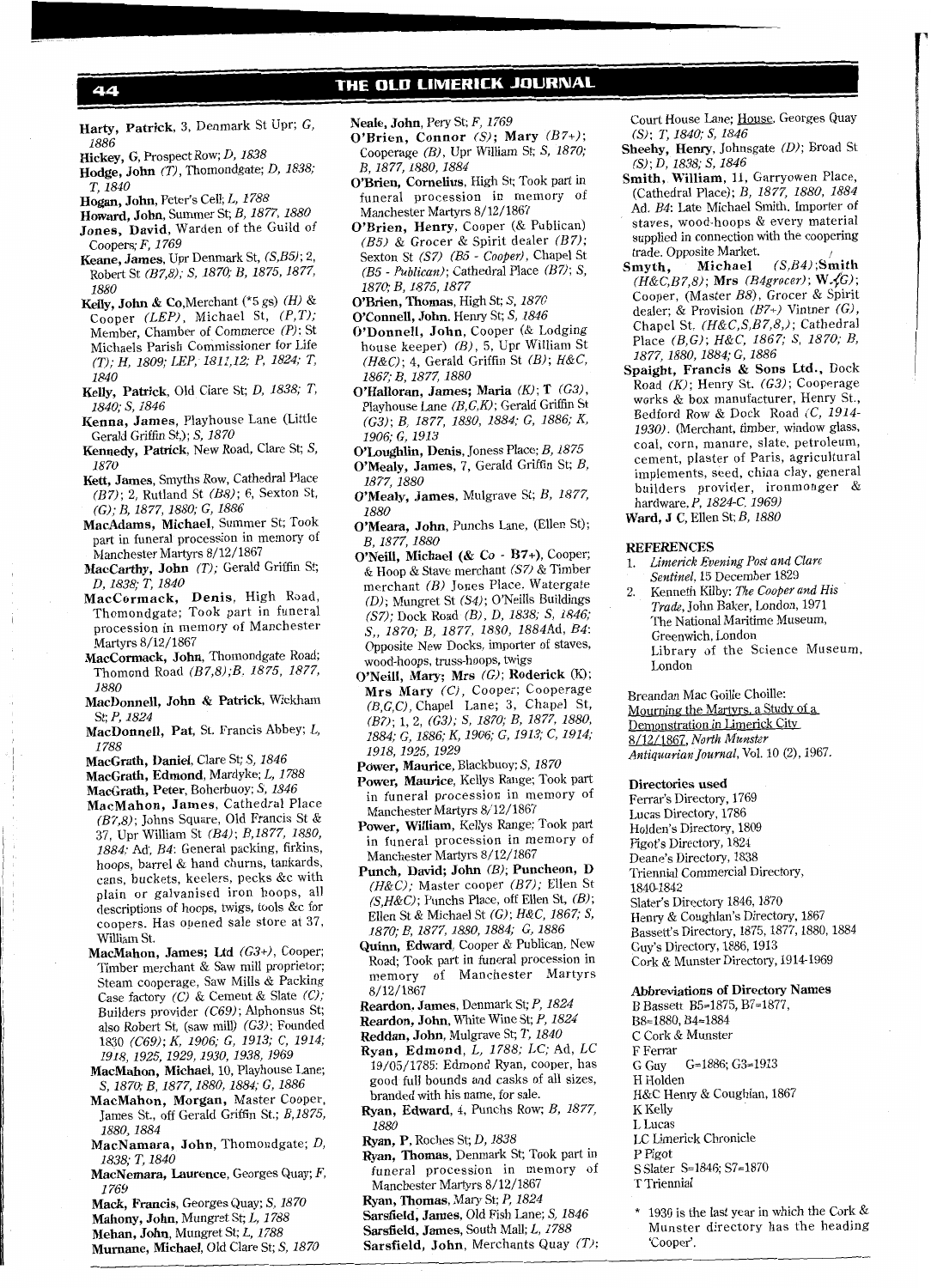**Harty, Patrick**, 3, Denmark St Upr; *G, 1886*

**Hickey, G**, Prospect Row; *D, 1838*

**Hodge, John** *(T)*, Thomondgate; *D, 1838; T, 1840*

**Hogan, John**, Peter's Cell; *L, 1788*

**Howard, John**, Summer St; *B, 1877, 1880*

**Jones, David**, Warden of the Guild of Coopers; *F, 1769*

**Keane, James**, Upr Denmark St, *(S,B5)*; 2, Robert St *(B7,8); S, 1870; B, 1875, 1877, 1880*

**Kelly, John & Co**, Merchant (*5 gs) *(H)* & Cooper *(LEP)*, Michael St, *(P,T)*; Member, Chamber of Commerce *(P)*; St Michaels Parish Commissioner for Life *(T)*; *H, 1809; LEP, 1811,12; P, 1824; T, 1840*

**Kelly, Patrick**, Old Clare St; *D, 1838; T, 1840; S, 1846*

**Kenna, James**, Playhouse Lane (Little Gerald Griffin St,); *S, 1870*

**Kennedy, Patrick**, New Road, Clare St; *S, 1870*

**Kett, James**, Smyths Row, Cathedral Place *(B7)*; 2, Rutland St *(B8)*; 6, Sexton St, *(G)*; *B, 1877, 1880; G, 1886*

**MacAdams, Michael**, Summer St; Took part in funeral procession in memory of Manchester Martyrs 8/12/1867

**MacCarthy, John** *(T)*; Gerald Griffin St; *D, 1838; T, 1840*

**MacCormack, Denis**, High Road, Thomondgate; Took part in funeral procession in memory of Manchester Martyrs 8/12/1867

**MacCormack, John**, Thomondgate Road; Thomond Road *(B7,8);B. 1875, 1877, 1880*

**MacDonnell, John & Patrick**, Wickham St; *P, 1824*

**MacDonnell, Pat**, St. Francis Abbey; *L, 1788*

**MacGrath, Daniel**, Clare St; *S, 1846*

**MacGrath, Edmond**, Mardyke; *L, 1788*

**MacGrath, Peter**, Boherbuoy; *S, 1846*

**MacMahon, James**, Cathedral Place *(B7,8)*; Johns Square, Old Francis St & 37, Upr William St *(B4)*; *B,1877, 1880, 1884*: Ad; *B4*: General packing, firkins, hoops, barrel & hand churns, tankards, cans, buckets, keelers, pecks &c with plain or galvanised iron hoops, all descriptions of hoops, twigs, tools &c for coopers. Has opened sale store at 37, William St.

**MacMahon, James; Ltd** *(G3+)*, Cooper; Timber merchant & Saw mill proprietor; Steam cooperage, Saw Mills & Packing Case factory *(C)* & Cement & Slate *(C)*; Builders provider *(C69)*; Alphonsus St; also Robert St, (saw mill) *(G3)*; Founded 1830 *(C69)*; *K, 1906; G, 1913; C, 1914; 1918, 1925, 1929, 1930, 1938, 1969*

**MacMahon, Michael**, 10, Playhouse Lane; *S, 1870; B, 1877, 1880, 1884; G, 1886*

**MacMahon, Morgan**, Master Cooper, James St., off Gerald Griffin St.; *B,1875, 1880, 1884*

**MacNamara, John**, Thomondgate; *D, 1838; T, 1840*

**MacNemara, Laurence**, Georges Quay; *F, 1769*

**Mack, Francis**, Georges Quay; *S, 1870*

**Mahony, John**, Mungret St; *L, 1788*

**Mehan, John**, Mungret St; *L, 1788*

**Murnane, Michael**, Old Clare St; *S, 1870*

**Neale, John**, Pery St; *F, 1769*

**O'Brien, Connor** *(S)*; **Mary** *(B7+)*; Cooperage *(B)*, Upr William St; *S, 1870; B, 1877, 1880, 1884*

**O'Brien, Cornelius**, High St; Took part in funeral procession in memory of Manchester Martyrs 8/12/1867

**O'Brien, Henry**, Cooper (& Publican) *(B5)* & Grocer & Spirit dealer *(B7)*; Sexton St *(S7) (B5 - Cooper)*, Chapel St *(B5 - Publican)*; Cathedral Place *(B7)*; *S, 1870; B, 1875, 1877*

**O'Brien, Thomas**, High St; *S, 1870*

**O'Connell, John**, Henry St; *S, 1846*

**O'Donnell, John**, Cooper (& Lodging house keeper) *(B)*, 5, Upr William St *(H&C)*; 4, Gerald Griffin St *(B)*; *H&C, 1867; B, 1877, 1880*

**O'Halloran, James; Maria** *(K)*; **T** *(G3)*, Playhouse Lane *(B,C,K)*; Gerald Griffin St *(G3)*; *B, 1877, 1880, 1884; G, 1886; K, 1906; G, 1913*

**O'Loughlin, Denis**, Joness Place; *B, 1875*

**O'Mealy, James**, 7, Gerald Griffin St; *B, 1877, 1880*

**O'Mealy, James**, Mulgrave St; *B, 1877, 1880*

**O'Meara, John**, Punchs Lane, (Ellen St); *B, 1877, 1880*

**O'Neill, Michael (& Co - B7+)**, Cooper; & Hoop & Stave merchant *(S7)* & Timber merchant *(B)* Jones Place. Watergate *(D)*; Mungret St *(S4)*; O'Neills Buildings *(S7)*; Dock Road *(B)*, *D, 1838; S, 1846; S,, 1870; B, 1877, 1880, 1884*Ad, *B4*: Opposite New Docks, importer of staves, wood-hoops, truss-hoops, twigs

**O'Neill, Mary; Mrs** *(G)*; **Roderick** (K); **Mrs Mary** *(C)*, Cooper; Cooperage *(B,G,C)*, Chapel Lane; 3, Chapel St, *(B7)*; 1, 2, *(G3)*; *S, 1870; B, 1877, 1880, 1884; G, 1886; K, 1906; G, 1913; C, 1914; 1918, 1925, 1929*

**Power, Maurice**, Blackbuoy; *S, 1870*

**Power, Maurice**, Kellys Range; Took part in funeral procession in memory of Manchester Martyrs 8/12/1867

**Power, William**, Kellys Range; Took part in funeral procession in memory of Manchester Martyrs 8/12/1867

**Punch, David; John** *(B)*; **Puncheon, D** *(H&C)*; Master cooper *(B7)*; Ellen St *(S,H&C)*; Punchs Place, off Ellen St, *(B)*; Ellen St & Michael St *(G)*; *H&C, 1867; S, 1870; B, 1877, 1880, 1884; G, 1886*

**Quinn, Edward**, Cooper & Publican, New Road; Took part in funeral procession in memory of Manchester Martyrs 8/12/1867

**Reardon, James**, Denmark St; *P, 1824*

**Reardon, John**, White Wine St; *P, 1824*

**Reddan, John**, Mulgrave St; *T, 1840*

**Ryan, Edmond**, *L, 1788; LC*; Ad, *LC* 19/05/1785: Edmond Ryan, cooper, has good full bounds and casks of all sizes, branded with his name, for sale.

**Ryan, Edward**, 4, Punchs Row; *B, 1877, 1880*

**Ryan, P**, Roches St; *D, 1838*

**Ryan, Thomas**, Denmark St; Took part in funeral procession in memory of Manchester Martyrs 8/12/1867

**Ryan, Thomas**, Mary St; *P, 1824*

**Sarsfield, James**, Old Fish Lane; *S, 1846*

**Sarsfield, James**, South Mall; *L, 1788*

**Sarsfield, John**, Merchants Quay *(T)*; Court House Lane; House, Georges Quay *(S)*; *T, 1840; S, 1846*

**Sheehy, Henry**, Johnsgate *(D)*; Broad St *(S)*; *D, 1838; S, 1846*

**Smith, William**, 11, Garryowen Place, (Cathedral Place); *B, 1877, 1880, 1884* Ad. *B4*: Late Michael Smith. Importer of staves, wood-hoops & every material supplied in connection with the coopering trade. Opposite Market.

**Smyth, Michael** *(S,B4)*;**Smith** *(H&C,B7,8)*; **Mrs** *(B4grocer)*; **W.** *(G)*; Cooper, (Master *B8*), Grocer & Spirit dealer; & Provision *(B7+)* Vintner *(G)*, Chapel St. *(H&C,S,B7,8,)*; Cathedral Place *(B,G)*; *H&C, 1867; S, 1870; B, 1877, 1880, 1884; G, 1886*

**Spaight, Francis & Sons Ltd.**, Dock Road *(K)*; Henry St. *(G3)*; Cooperage works & box manufacturer, Henry St., Bedford Row & Dock Road *(C, 1914-1930)*. (Merchant, timber, window glass, coal, corn, manure, slate, petroleum, cement, plaster of Paris, agricultural implements, seed, china clay, general builders provider, ironmonger & hardware. *P, 1824-C, 1969)*

**Ward, J C**, Ellen St; *B, 1880*

## REFERENCES

1. *Limerick Evening Post and Clare Sentinel*, 15 December 1829
2. Kenneth Kilby: *The Cooper and His Trade*, John Baker, London, 1971
   The National Maritime Museum, Greenwich, London
   Library of the Science Museum, London

Breandan Mac Goille Choille: Mourning the Martyrs, a Study of a Demonstration in Limerick City 8/12/1867, *North Munster Antiquarian Journal*, Vol. 10 (2), 1967.

**Directories used**

Ferrar's Directory, 1769
Lucas Directory, 1786
Holden's Directory, 1809
Pigot's Directory, 1824
Deane's Directory, 1838
Triennial Commercial Directory, 1840-1842
Slater's Directory 1846, 1870
Henry & Coughlan's Directory, 1867
Bassett's Directory, 1875, 1877, 1880, 1884
Guy's Directory, 1886, 1913
Cork & Munster Directory, 1914-1969

**Abbreviations of Directory Names**

B Bassett B5=1875, B7=1877, B8=1880, B4=1884
C Cork & Munster
F Ferrar
G Guy G=1886; G3=1913
H Holden
H&C Henry & Coughlan, 1867
K Kelly
L Lucas
LC Limerick Chronicle
P Pigot
S Slater S=1846; S7=1870
T Triennial

\* 1936 is the last year in which the Cork & Munster directory has the heading 'Cooper'.